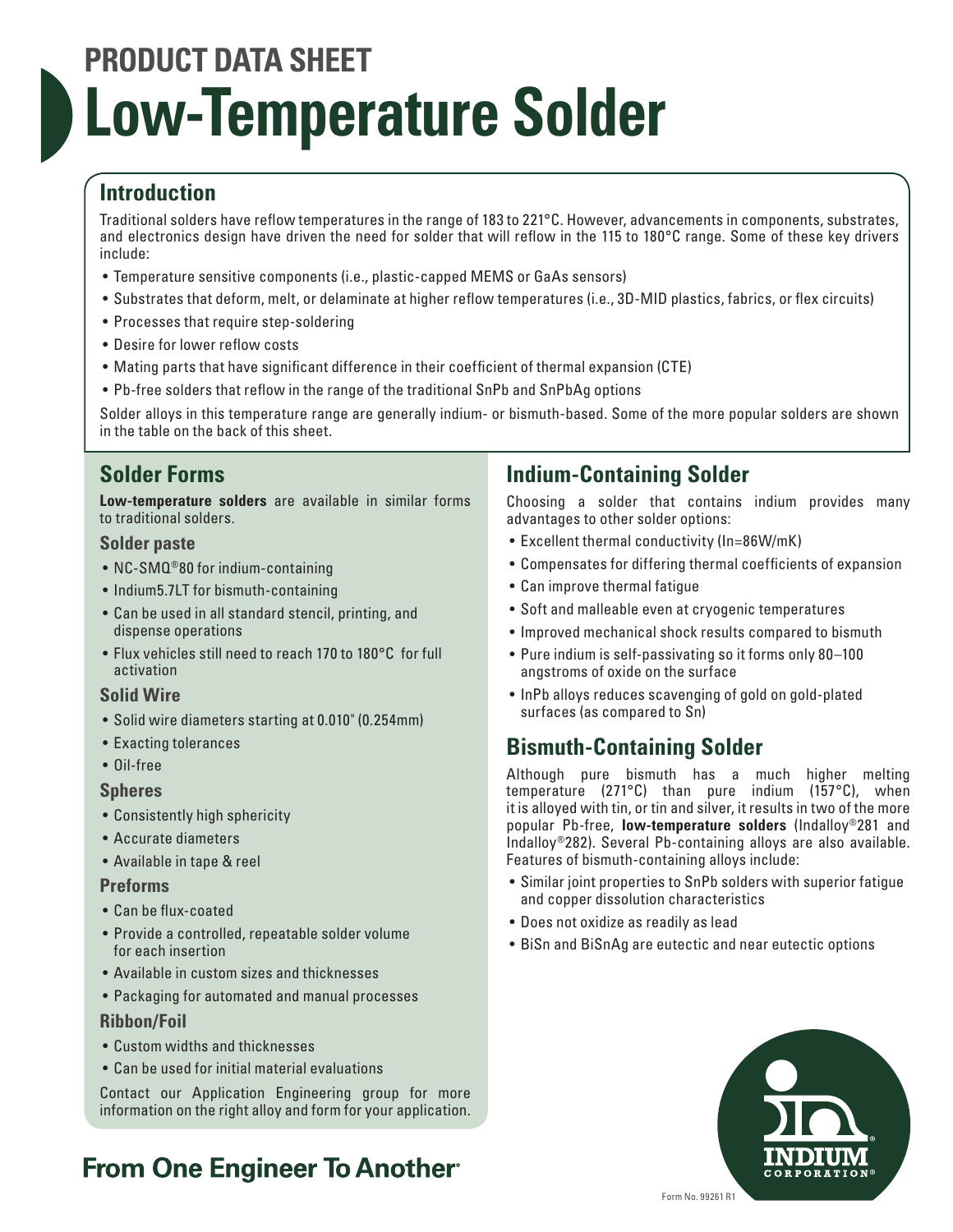# PRODUCT DATA SHEET

# Low-Temperature Solder

## Introduction

Traditional solders have reflow temperatures in the range of 183 to 221°C. However, advancements in components, substrates, and electronics design have driven the need for solder that will reflow in the 115 to 180°C range. Some of these key drivers include:

- Temperature sensitive components (i.e., plastic-capped MEMS or GaAs sensors)
- Substrates that deform, melt, or delaminate at higher reflow temperatures (i.e., 3D-MID plastics, fabrics, or flex circuits)
- Processes that require step-soldering
- Desire for lower reflow costs
- Mating parts that have significant difference in their coefficient of thermal expansion (CTE)
- Pb-free solders that reflow in the range of the traditional SnPb and SnPbAg options

Solder alloys in this temperature range are generally indium- or bismuth-based. Some of the more popular solders are shown in the table on the back of this sheet.

## Solder Forms

**Low-temperature solders** are available in similar forms to traditional solders.

### Solder paste

- NC-SMQ®80 for indium-containing
- Indium5.7LT for bismuth-containing
- Can be used in all standard stencil, printing, and dispense operations
- Flux vehicles still need to reach 170 to 180°C for full activation

### Solid Wire

- Solid wire diameters starting at 0.010" (0.254mm)
- Exacting tolerances
- Oil-free

### Spheres

- Consistently high sphericity
- Accurate diameters
- Available in tape & reel

### Preforms

- Can be flux-coated
- Provide a controlled, repeatable solder volume for each insertion
- Available in custom sizes and thicknesses
- Packaging for automated and manual processes

### Ribbon/Foil

- Custom widths and thicknesses
- Can be used for initial material evaluations

Contact our Application Engineering group for more information on the right alloy and form for your application.

## Indium-Containing Solder

Choosing a solder that contains indium provides many advantages to other solder options:

- Excellent thermal conductivity (In=86W/mK)
- Compensates for differing thermal coefficients of expansion
- Can improve thermal fatigue
- Soft and malleable even at cryogenic temperatures
- Improved mechanical shock results compared to bismuth
- Pure indium is self-passivating so it forms only 80–100 angstroms of oxide on the surface
- InPb alloys reduces scavenging of gold on gold-plated surfaces (as compared to Sn)

## Bismuth-Containing Solder

Although pure bismuth has a much higher melting temperature (271°C) than pure indium (157°C), when it is alloyed with tin, or tin and silver, it results in two of the more popular Pb-free, **low-temperature solders** (Indalloy®281 and Indalloy®282). Several Pb-containing alloys are also available. Features of bismuth-containing alloys include:

- Similar joint properties to SnPb solders with superior fatigue and copper dissolution characteristics
- Does not oxidize as readily as lead
- BiSn and BiSnAg are eutectic and near eutectic options

From One Engineer To Another®

INDIUM CORPORATION®

Form No. 99261 R1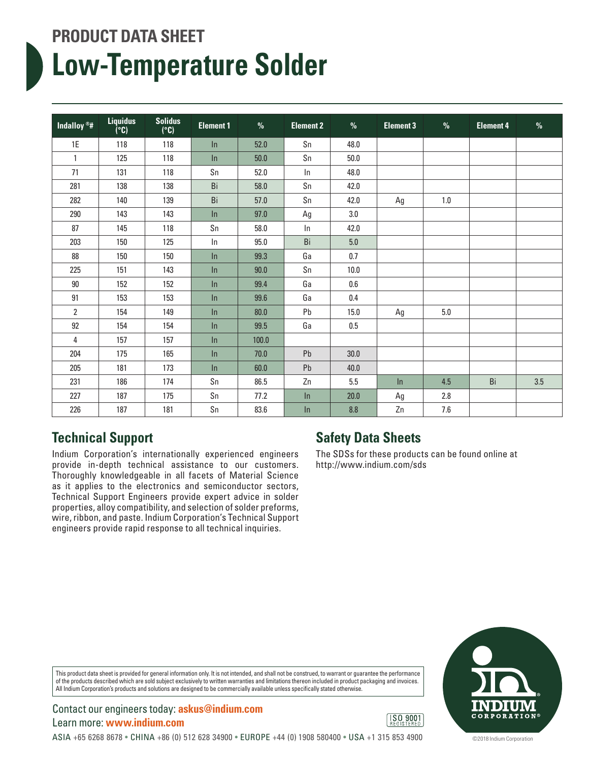# PRODUCT DATA SHEET

# Low-Temperature Solder

| Indalloy ®# | Liquidus (°C) | Solidus (°C) | Element 1 | % | Element 2 | % | Element 3 | % | Element 4 | % |
|---|---|---|---|---|---|---|---|---|---|---|
| 1E | 118 | 118 | In | 52.0 | Sn | 48.0 | | | | |
| 1 | 125 | 118 | In | 50.0 | Sn | 50.0 | | | | |
| 71 | 131 | 118 | Sn | 52.0 | In | 48.0 | | | | |
| 281 | 138 | 138 | Bi | 58.0 | Sn | 42.0 | | | | |
| 282 | 140 | 139 | Bi | 57.0 | Sn | 42.0 | Ag | 1.0 | | |
| 290 | 143 | 143 | In | 97.0 | Ag | 3.0 | | | | |
| 87 | 145 | 118 | Sn | 58.0 | In | 42.0 | | | | |
| 203 | 150 | 125 | In | 95.0 | Bi | 5.0 | | | | |
| 88 | 150 | 150 | In | 99.3 | Ga | 0.7 | | | | |
| 225 | 151 | 143 | In | 90.0 | Sn | 10.0 | | | | |
| 90 | 152 | 152 | In | 99.4 | Ga | 0.6 | | | | |
| 91 | 153 | 153 | In | 99.6 | Ga | 0.4 | | | | |
| 2 | 154 | 149 | In | 80.0 | Pb | 15.0 | Ag | 5.0 | | |
| 92 | 154 | 154 | In | 99.5 | Ga | 0.5 | | | | |
| 4 | 157 | 157 | In | 100.0 | | | | | | |
| 204 | 175 | 165 | In | 70.0 | Pb | 30.0 | | | | |
| 205 | 181 | 173 | In | 60.0 | Pb | 40.0 | | | | |
| 231 | 186 | 174 | Sn | 86.5 | Zn | 5.5 | In | 4.5 | Bi | 3.5 |
| 227 | 187 | 175 | Sn | 77.2 | In | 20.0 | Ag | 2.8 | | |
| 226 | 187 | 181 | Sn | 83.6 | In | 8.8 | Zn | 7.6 | | |

## Technical Support

Indium Corporation's internationally experienced engineers provide in-depth technical assistance to our customers. Thoroughly knowledgeable in all facets of Material Science as it applies to the electronics and semiconductor sectors, Technical Support Engineers provide expert advice in solder properties, alloy compatibility, and selection of solder preforms, wire, ribbon, and paste. Indium Corporation's Technical Support engineers provide rapid response to all technical inquiries.

## Safety Data Sheets

The SDSs for these products can be found online at http://www.indium.com/sds

This product data sheet is provided for general information only. It is not intended, and shall not be construed, to warrant or guarantee the performance of the products described which are sold subject exclusively to written warranties and limitations thereon included in product packaging and invoices. All Indium Corporation's products and solutions are designed to be commercially available unless specifically stated otherwise.

Contact our engineers today: **askus@indium.com**

Learn more: **www.indium.com**

ISO 9001 REGISTERED

ASIA +65 6268 8678 • CHINA +86 (0) 512 628 34900 • EUROPE +44 (0) 1908 580400 • USA +1 315 853 4900

INDIUM CORPORATION®

©2018 Indium Corporation